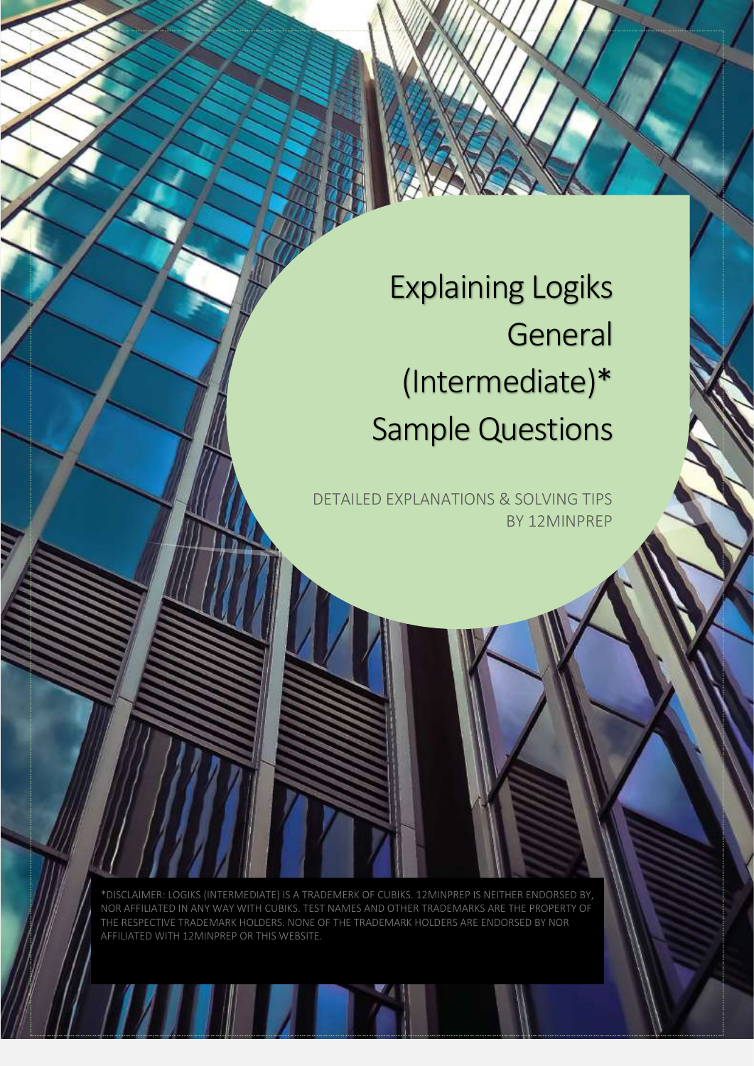# Explaining Logiks General (Intermediate)* Sample Questions

DETAILED EXPLANATIONS & SOLVING TIPS BY 12MINPREP

*DISCLAIMER: LOGIKS (INTERMEDIATE) IS A TRADEMERK OF CUBIKS. 12MINPREP IS NEITHER ENDORSED BY, NOR AFFILIATED IN ANY WAY WITH CUBIKS. TEST NAMES AND OTHER TRADEMARKS ARE THE PROPERTY OF THE RESPECTIVE TRADEMARK HOLDERS. NONE OF THE TRADEMARK HOLDERS ARE ENDORSED BY NOR AFFILIATED WITH 12MINPREP OR THIS WEBSITE.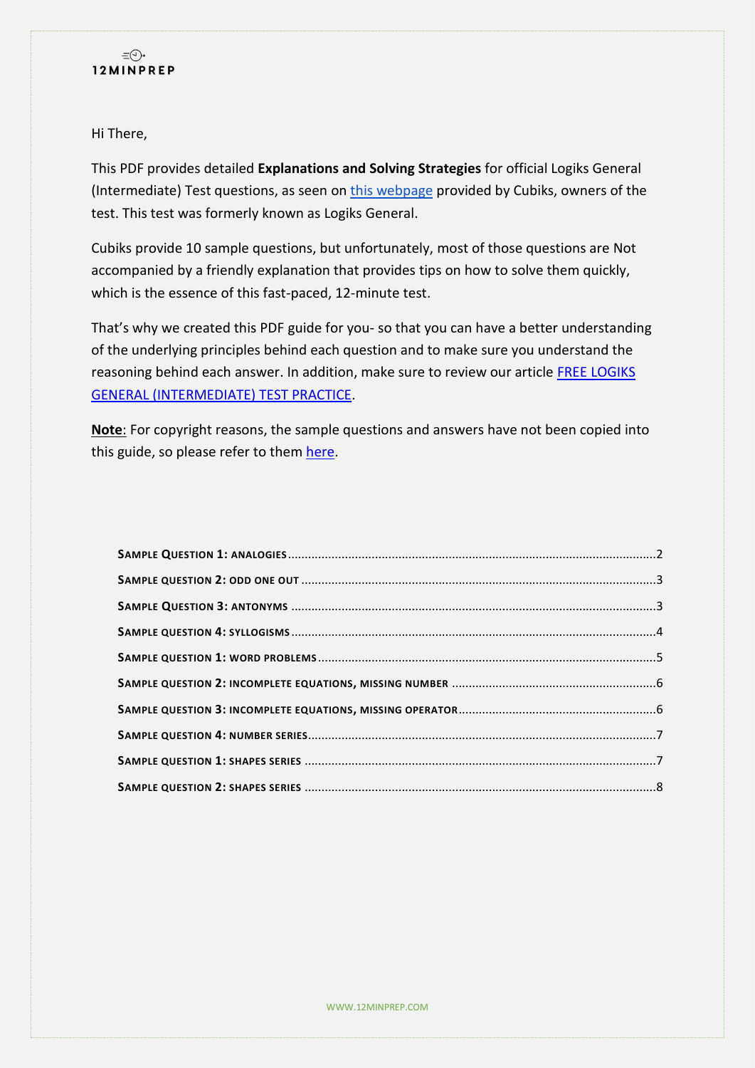Hi There,

This PDF provides detailed **Explanations and Solving Strategies** for official Logiks General (Intermediate) Test questions, as seen on [this webpage]() provided by Cubiks, owners of the test. This test was formerly known as Logiks General.

Cubiks provide 10 sample questions, but unfortunately, most of those questions are Not accompanied by a friendly explanation that provides tips on how to solve them quickly, which is the essence of this fast-paced, 12-minute test.

That's why we created this PDF guide for you- so that you can have a better understanding of the underlying principles behind each question and to make sure you understand the reasoning behind each answer. In addition, make sure to review our article [FREE LOGIKS GENERAL (INTERMEDIATE) TEST PRACTICE]().

**Note**: For copyright reasons, the sample questions and answers have not been copied into this guide, so please refer to them [here]().

- **SAMPLE QUESTION 1: ANALOGIES** .......... 2
- **SAMPLE QUESTION 2: ODD ONE OUT** .......... 3
- **SAMPLE QUESTION 3: ANTONYMS** .......... 3
- **SAMPLE QUESTION 4: SYLLOGISMS** .......... 4
- **SAMPLE QUESTION 1: WORD PROBLEMS** .......... 5
- **SAMPLE QUESTION 2: INCOMPLETE EQUATIONS, MISSING NUMBER** .......... 6
- **SAMPLE QUESTION 3: INCOMPLETE EQUATIONS, MISSING OPERATOR** .......... 6
- **SAMPLE QUESTION 4: NUMBER SERIES** .......... 7
- **SAMPLE QUESTION 1: SHAPES SERIES** .......... 7
- **SAMPLE QUESTION 2: SHAPES SERIES** .......... 8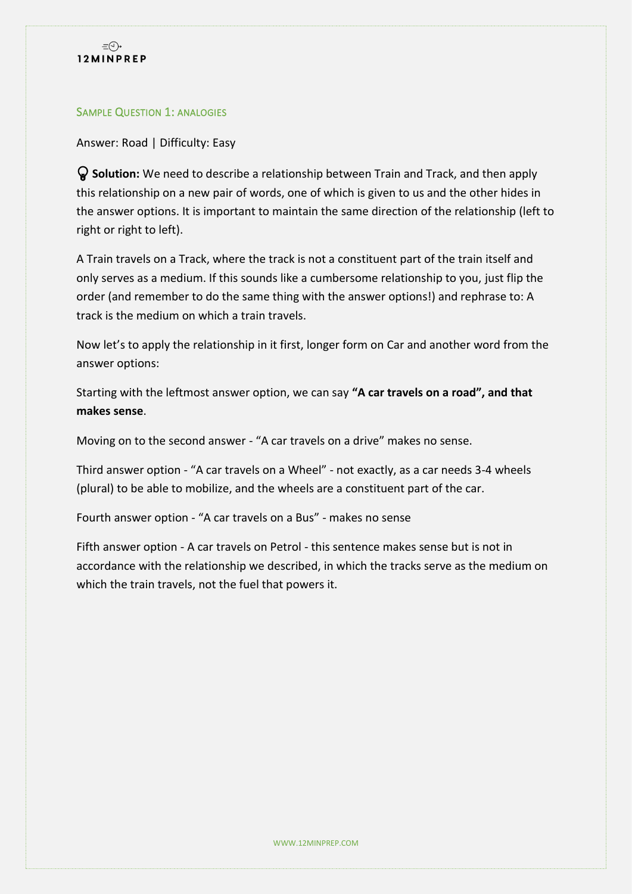## Sample Question 1: analogies

Answer: Road | Difficulty: Easy

**Solution:** We need to describe a relationship between Train and Track, and then apply this relationship on a new pair of words, one of which is given to us and the other hides in the answer options. It is important to maintain the same direction of the relationship (left to right or right to left).

A Train travels on a Track, where the track is not a constituent part of the train itself and only serves as a medium. If this sounds like a cumbersome relationship to you, just flip the order (and remember to do the same thing with the answer options!) and rephrase to: A track is the medium on which a train travels.

Now let's to apply the relationship in it first, longer form on Car and another word from the answer options:

Starting with the leftmost answer option, we can say **"A car travels on a road", and that makes sense**.

Moving on to the second answer - "A car travels on a drive" makes no sense.

Third answer option - "A car travels on a Wheel" - not exactly, as a car needs 3-4 wheels (plural) to be able to mobilize, and the wheels are a constituent part of the car.

Fourth answer option - "A car travels on a Bus" - makes no sense

Fifth answer option - A car travels on Petrol - this sentence makes sense but is not in accordance with the relationship we described, in which the tracks serve as the medium on which the train travels, not the fuel that powers it.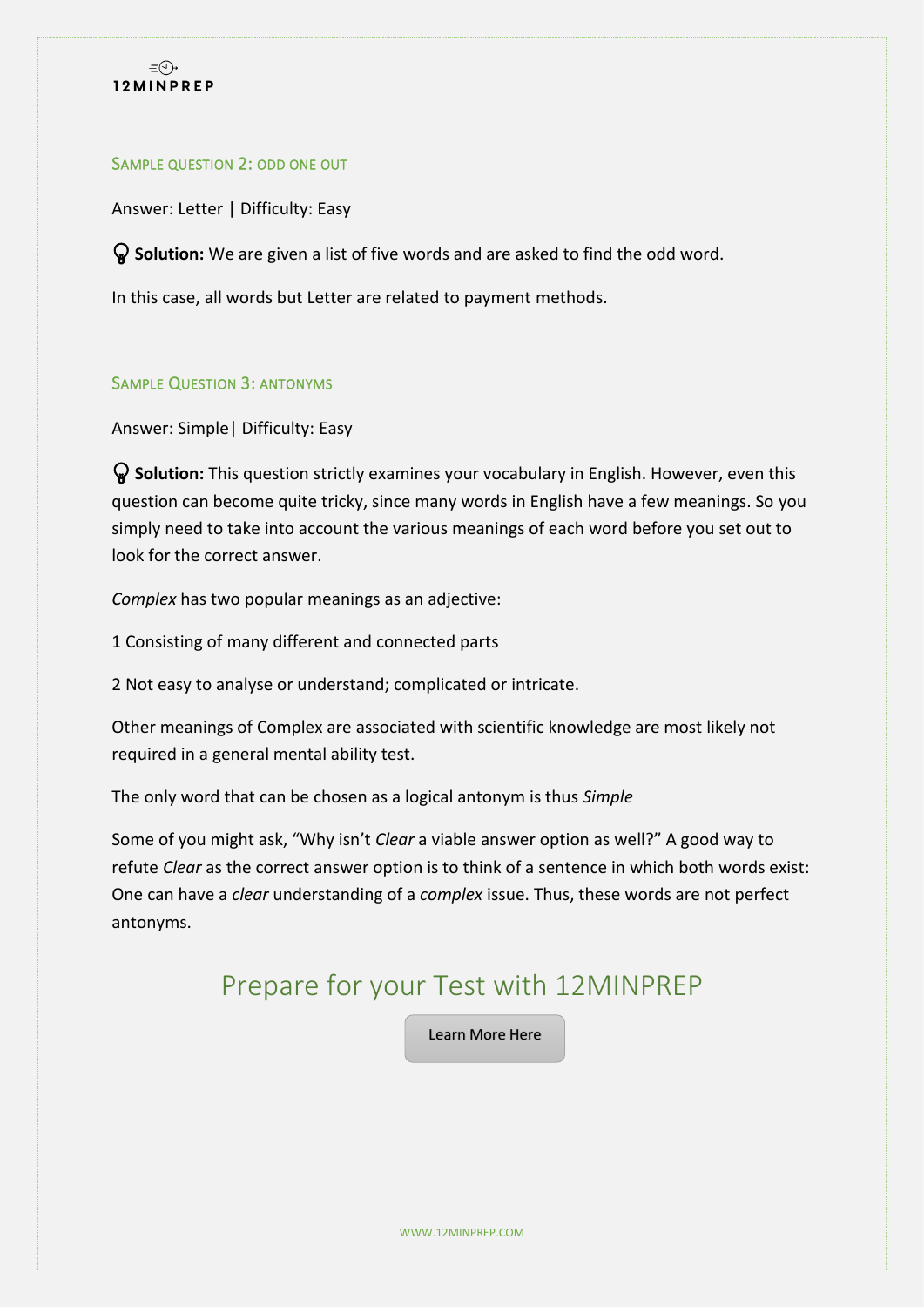## Sample question 2: odd one out

Answer: Letter | Difficulty: Easy

**Solution:** We are given a list of five words and are asked to find the odd word.

In this case, all words but Letter are related to payment methods.

## Sample Question 3: antonyms

Answer: Simple| Difficulty: Easy

**Solution:** This question strictly examines your vocabulary in English. However, even this question can become quite tricky, since many words in English have a few meanings. So you simply need to take into account the various meanings of each word before you set out to look for the correct answer.

*Complex* has two popular meanings as an adjective:

1 Consisting of many different and connected parts

2 Not easy to analyse or understand; complicated or intricate.

Other meanings of Complex are associated with scientific knowledge are most likely not required in a general mental ability test.

The only word that can be chosen as a logical antonym is thus *Simple*

Some of you might ask, "Why isn't *Clear* a viable answer option as well?" A good way to refute *Clear* as the correct answer option is to think of a sentence in which both words exist: One can have a *clear* understanding of a *complex* issue. Thus, these words are not perfect antonyms.

# Prepare for your Test with 12MINPREP

Learn More Here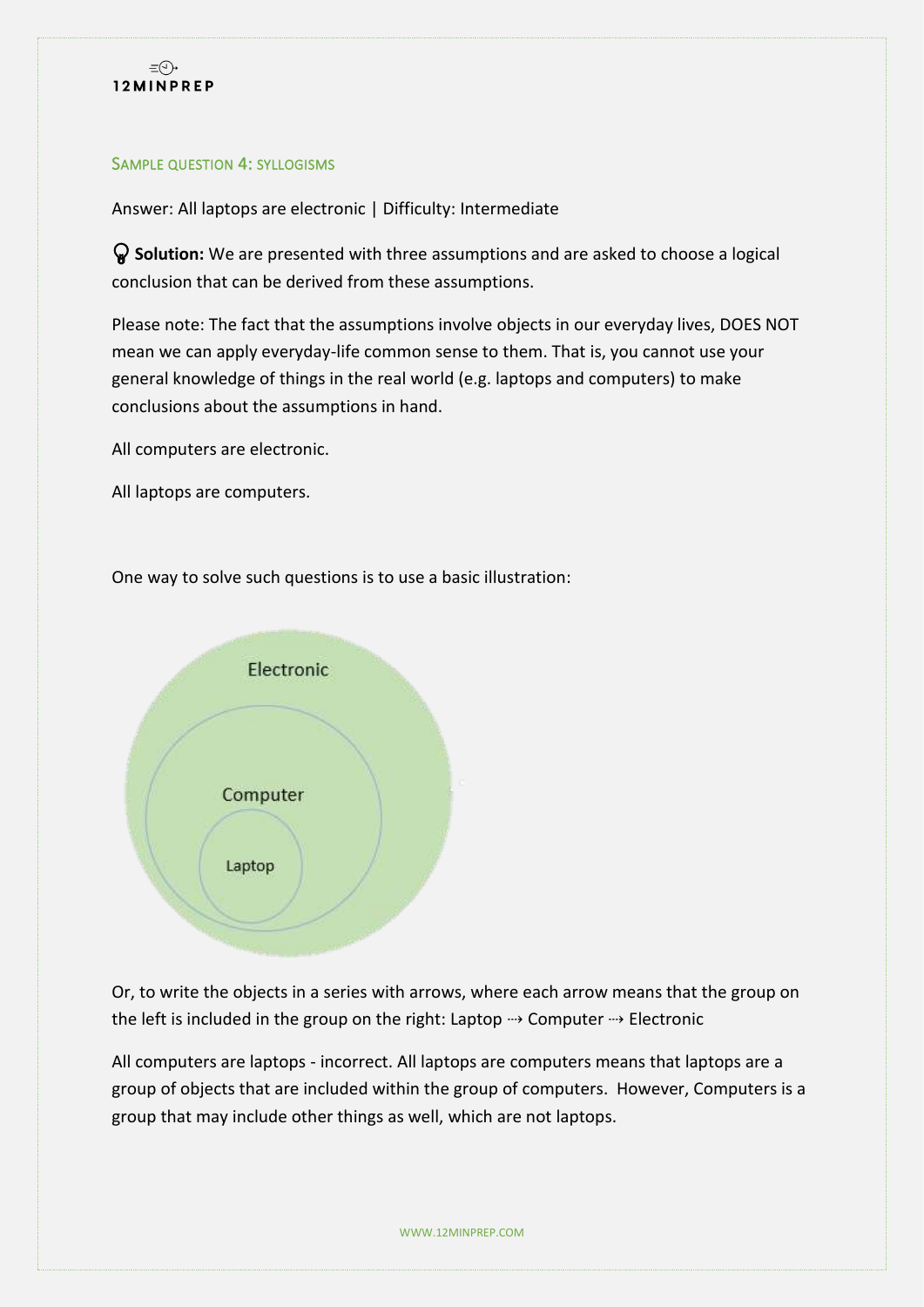## Sample question 4: syllogisms

Answer: All laptops are electronic | Difficulty: Intermediate

**Solution:** We are presented with three assumptions and are asked to choose a logical conclusion that can be derived from these assumptions.

Please note: The fact that the assumptions involve objects in our everyday lives, DOES NOT mean we can apply everyday-life common sense to them. That is, you cannot use your general knowledge of things in the real world (e.g. laptops and computers) to make conclusions about the assumptions in hand.

All computers are electronic.

All laptops are computers.

One way to solve such questions is to use a basic illustration:

Electronic

Computer

Laptop

Or, to write the objects in a series with arrows, where each arrow means that the group on the left is included in the group on the right: Laptop ⇢ Computer ⇢ Electronic

All computers are laptops - incorrect. All laptops are computers means that laptops are a group of objects that are included within the group of computers. However, Computers is a group that may include other things as well, which are not laptops.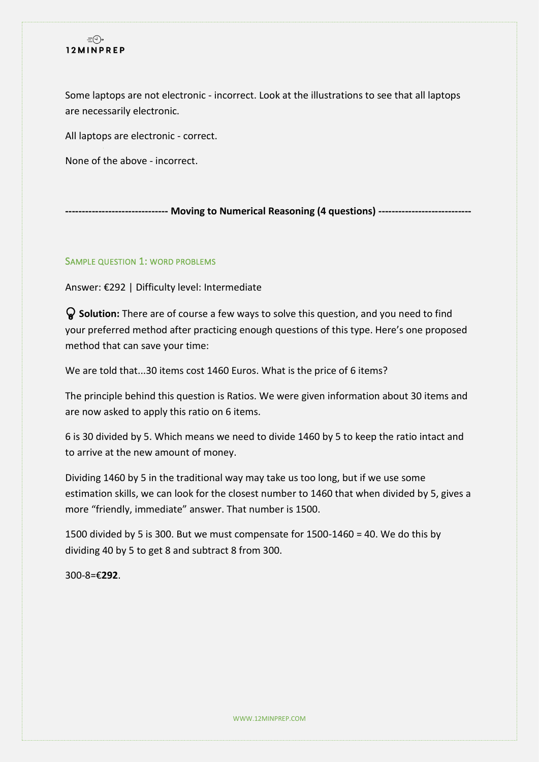Some laptops are not electronic - incorrect. Look at the illustrations to see that all laptops are necessarily electronic.

All laptops are electronic - correct.

None of the above - incorrect.

**------------------------------ Moving to Numerical Reasoning (4 questions) ---------------------------**

### SAMPLE QUESTION 1: WORD PROBLEMS

Answer: €292 | Difficulty level: Intermediate

**Solution:** There are of course a few ways to solve this question, and you need to find your preferred method after practicing enough questions of this type. Here's one proposed method that can save your time:

We are told that...30 items cost 1460 Euros. What is the price of 6 items?

The principle behind this question is Ratios. We were given information about 30 items and are now asked to apply this ratio on 6 items.

6 is 30 divided by 5. Which means we need to divide 1460 by 5 to keep the ratio intact and to arrive at the new amount of money.

Dividing 1460 by 5 in the traditional way may take us too long, but if we use some estimation skills, we can look for the closest number to 1460 that when divided by 5, gives a more "friendly, immediate" answer. That number is 1500.

1500 divided by 5 is 300. But we must compensate for 1500-1460 = 40. We do this by dividing 40 by 5 to get 8 and subtract 8 from 300.

300-8=€**292**.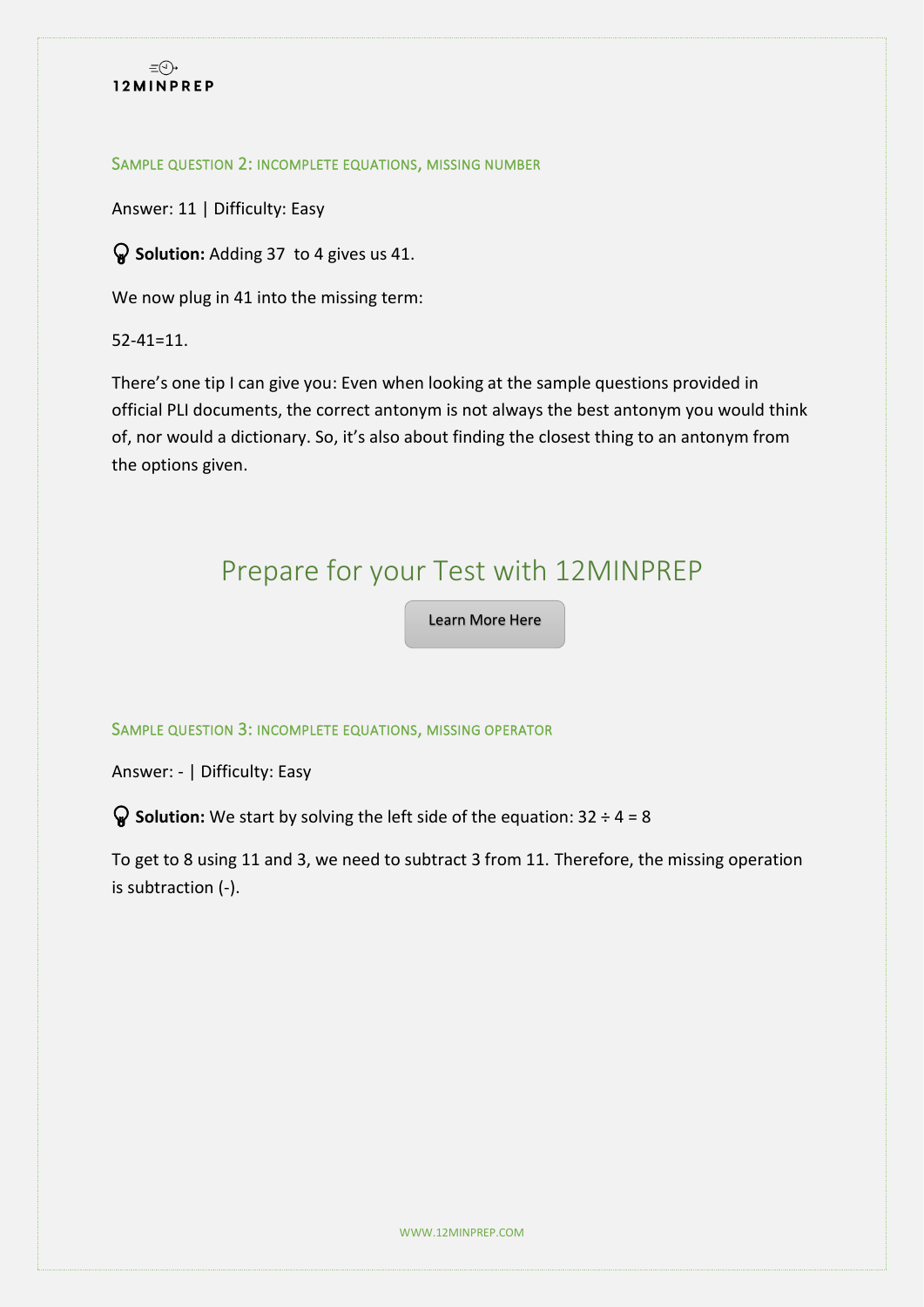## Sample question 2: incomplete equations, missing number

Answer: 11 | Difficulty: Easy

**Solution:** Adding 37 to 4 gives us 41.

We now plug in 41 into the missing term:

52-41=11.

There's one tip I can give you: Even when looking at the sample questions provided in official PLI documents, the correct antonym is not always the best antonym you would think of, nor would a dictionary. So, it's also about finding the closest thing to an antonym from the options given.

# Prepare for your Test with 12MINPREP

Learn More Here

## Sample question 3: incomplete equations, missing operator

Answer: - | Difficulty: Easy

**Solution:** We start by solving the left side of the equation: 32 ÷ 4 = 8

To get to 8 using 11 and 3, we need to subtract 3 from 11. Therefore, the missing operation is subtraction (-).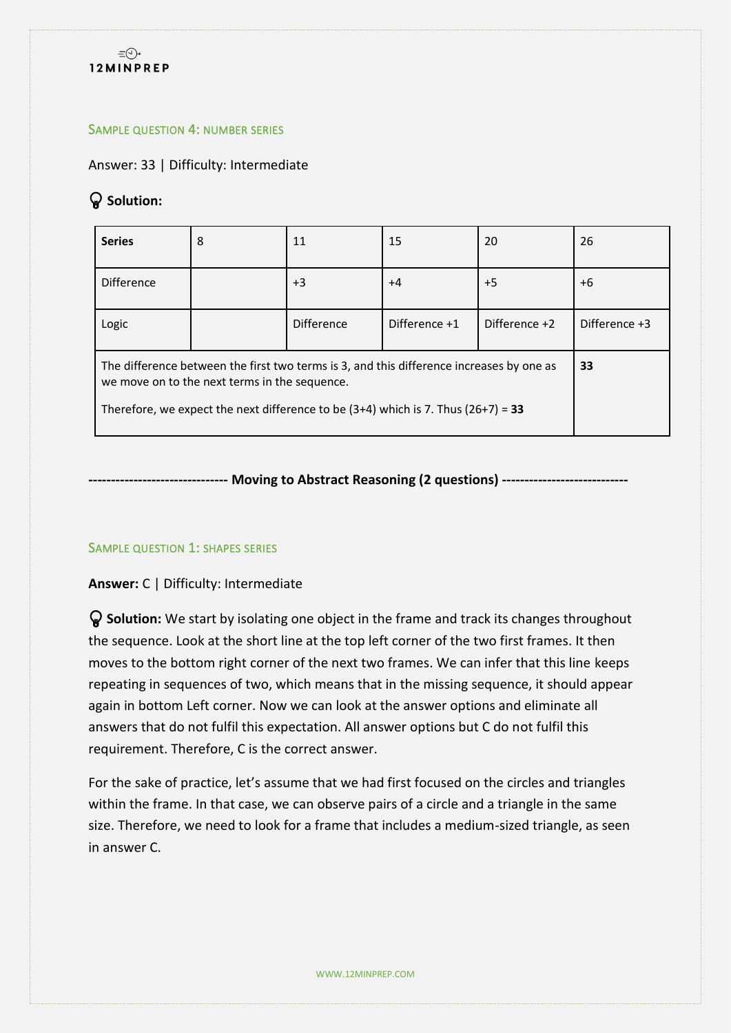### Sample question 4: number series

Answer: 33 | Difficulty: Intermediate

**Solution:**

| **Series** | 8 | 11 | 15 | 20 | 26 |
|---|---|---|---|---|---|
| Difference | | +3 | +4 | +5 | +6 |
| Logic | | Difference | Difference +1 | Difference +2 | Difference +3 |
| The difference between the first two terms is 3, and this difference increases by one as we move on to the next terms in the sequence. Therefore, we expect the next difference to be (3+4) which is 7. Thus (26+7) = **33** | | | | | **33** |

------------------------------ **Moving to Abstract Reasoning (2 questions)** ---------------------------

### Sample question 1: shapes series

**Answer:** C | Difficulty: Intermediate

**Solution:** We start by isolating one object in the frame and track its changes throughout the sequence. Look at the short line at the top left corner of the two first frames. It then moves to the bottom right corner of the next two frames. We can infer that this line keeps repeating in sequences of two, which means that in the missing sequence, it should appear again in bottom Left corner. Now we can look at the answer options and eliminate all answers that do not fulfil this expectation. All answer options but C do not fulfil this requirement. Therefore, C is the correct answer.

For the sake of practice, let's assume that we had first focused on the circles and triangles within the frame. In that case, we can observe pairs of a circle and a triangle in the same size. Therefore, we need to look for a frame that includes a medium-sized triangle, as seen in answer C.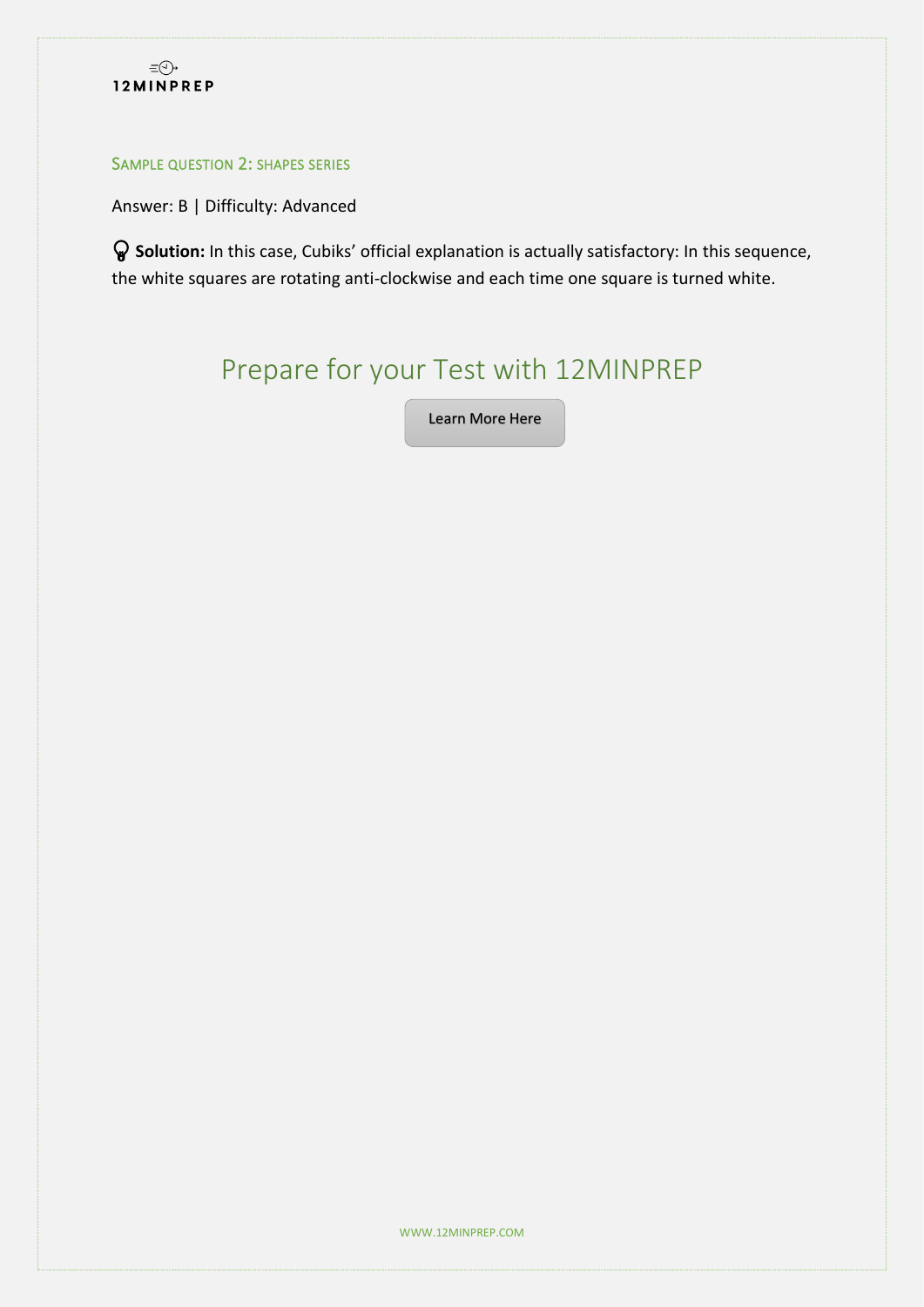## Sample question 2: shapes series

Answer: B | Difficulty: Advanced

**Solution:** In this case, Cubiks' official explanation is actually satisfactory: In this sequence, the white squares are rotating anti-clockwise and each time one square is turned white.

# Prepare for your Test with 12MINPREP

Learn More Here